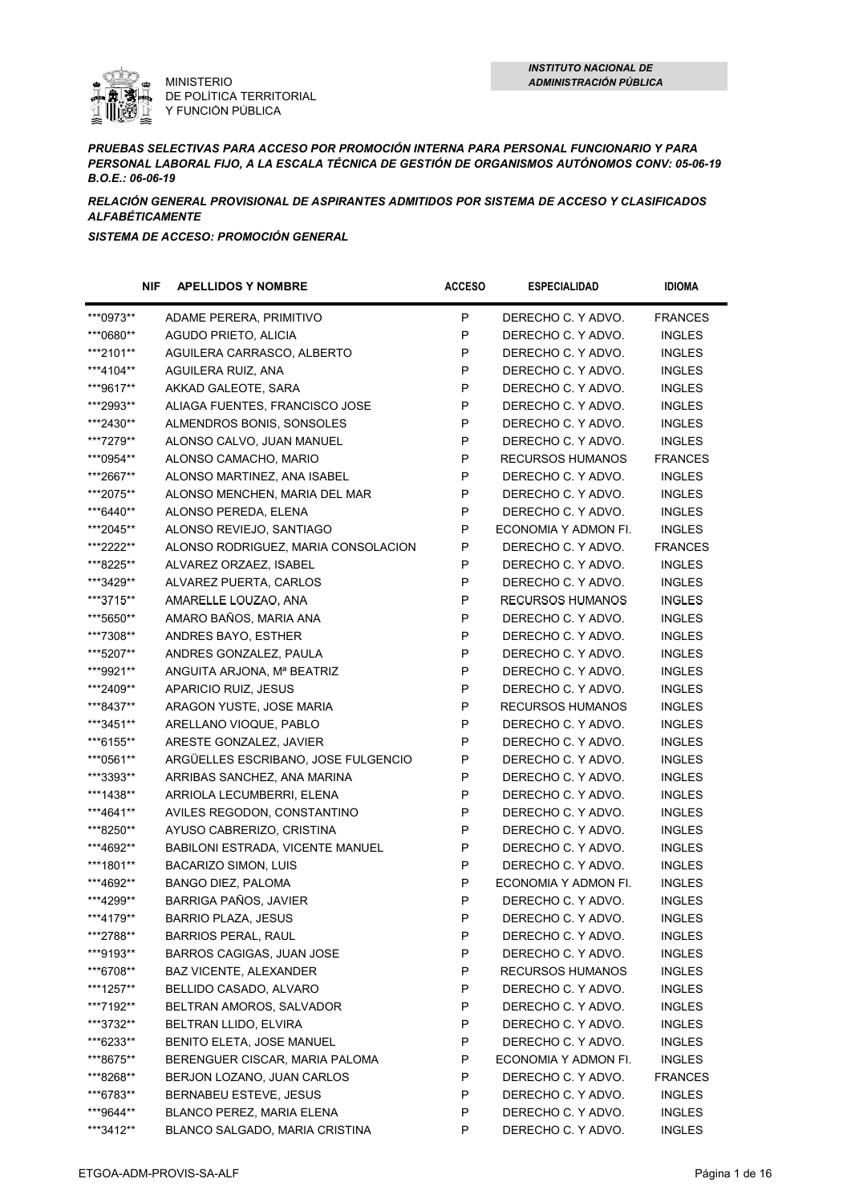MINISTERIO
DE POLÍTICA TERRITORIAL
Y FUNCIÓN PÚBLICA

***INSTITUTO NACIONAL DE ADMINISTRACIÓN PÚBLICA***

***PRUEBAS SELECTIVAS PARA ACCESO POR PROMOCIÓN INTERNA PARA PERSONAL FUNCIONARIO Y PARA PERSONAL LABORAL FIJO, A LA ESCALA TÉCNICA DE GESTIÓN DE ORGANISMOS AUTÓNOMOS CONV: 05-06-19 B.O.E.: 06-06-19***

***RELACIÓN GENERAL PROVISIONAL DE ASPIRANTES ADMITIDOS POR SISTEMA DE ACCESO Y CLASIFICADOS ALFABÉTICAMENTE***

***SISTEMA DE ACCESO: PROMOCIÓN GENERAL***

| NIF | APELLIDOS Y NOMBRE | ACCESO | ESPECIALIDAD | IDIOMA |
|---|---|---|---|---|
| ***0973** | ADAME PERERA, PRIMITIVO | P | DERECHO C. Y ADVO. | FRANCES |
| ***0680** | AGUDO PRIETO, ALICIA | P | DERECHO C. Y ADVO. | INGLES |
| ***2101** | AGUILERA CARRASCO, ALBERTO | P | DERECHO C. Y ADVO. | INGLES |
| ***4104** | AGUILERA RUIZ, ANA | P | DERECHO C. Y ADVO. | INGLES |
| ***9617** | AKKAD GALEOTE, SARA | P | DERECHO C. Y ADVO. | INGLES |
| ***2993** | ALIAGA FUENTES, FRANCISCO JOSE | P | DERECHO C. Y ADVO. | INGLES |
| ***2430** | ALMENDROS BONIS, SONSOLES | P | DERECHO C. Y ADVO. | INGLES |
| ***7279** | ALONSO CALVO, JUAN MANUEL | P | DERECHO C. Y ADVO. | INGLES |
| ***0954** | ALONSO CAMACHO, MARIO | P | RECURSOS HUMANOS | FRANCES |
| ***2667** | ALONSO MARTINEZ, ANA ISABEL | P | DERECHO C. Y ADVO. | INGLES |
| ***2075** | ALONSO MENCHEN, MARIA DEL MAR | P | DERECHO C. Y ADVO. | INGLES |
| ***6440** | ALONSO PEREDA, ELENA | P | DERECHO C. Y ADVO. | INGLES |
| ***2045** | ALONSO REVIEJO, SANTIAGO | P | ECONOMIA Y ADMON FI. | INGLES |
| ***2222** | ALONSO RODRIGUEZ, MARIA CONSOLACION | P | DERECHO C. Y ADVO. | FRANCES |
| ***8225** | ALVAREZ ORZAEZ, ISABEL | P | DERECHO C. Y ADVO. | INGLES |
| ***3429** | ALVAREZ PUERTA, CARLOS | P | DERECHO C. Y ADVO. | INGLES |
| ***3715** | AMARELLE LOUZAO, ANA | P | RECURSOS HUMANOS | INGLES |
| ***5650** | AMARO BAÑOS, MARIA ANA | P | DERECHO C. Y ADVO. | INGLES |
| ***7308** | ANDRES BAYO, ESTHER | P | DERECHO C. Y ADVO. | INGLES |
| ***5207** | ANDRES GONZALEZ, PAULA | P | DERECHO C. Y ADVO. | INGLES |
| ***9921** | ANGUITA ARJONA, Mª BEATRIZ | P | DERECHO C. Y ADVO. | INGLES |
| ***2409** | APARICIO RUIZ, JESUS | P | DERECHO C. Y ADVO. | INGLES |
| ***8437** | ARAGON YUSTE, JOSE MARIA | P | RECURSOS HUMANOS | INGLES |
| ***3451** | ARELLANO VIOQUE, PABLO | P | DERECHO C. Y ADVO. | INGLES |
| ***6155** | ARESTE GONZALEZ, JAVIER | P | DERECHO C. Y ADVO. | INGLES |
| ***0561** | ARGÜELLES ESCRIBANO, JOSE FULGENCIO | P | DERECHO C. Y ADVO. | INGLES |
| ***3393** | ARRIBAS SANCHEZ, ANA MARINA | P | DERECHO C. Y ADVO. | INGLES |
| ***1438** | ARRIOLA LECUMBERRI, ELENA | P | DERECHO C. Y ADVO. | INGLES |
| ***4641** | AVILES REGODON, CONSTANTINO | P | DERECHO C. Y ADVO. | INGLES |
| ***8250** | AYUSO CABRERIZO, CRISTINA | P | DERECHO C. Y ADVO. | INGLES |
| ***4692** | BABILONI ESTRADA, VICENTE MANUEL | P | DERECHO C. Y ADVO. | INGLES |
| ***1801** | BACARIZO SIMON, LUIS | P | DERECHO C. Y ADVO. | INGLES |
| ***4692** | BANGO DIEZ, PALOMA | P | ECONOMIA Y ADMON FI. | INGLES |
| ***4299** | BARRIGA PAÑOS, JAVIER | P | DERECHO C. Y ADVO. | INGLES |
| ***4179** | BARRIO PLAZA, JESUS | P | DERECHO C. Y ADVO. | INGLES |
| ***2788** | BARRIOS PERAL, RAUL | P | DERECHO C. Y ADVO. | INGLES |
| ***9193** | BARROS CAGIGAS, JUAN JOSE | P | DERECHO C. Y ADVO. | INGLES |
| ***6708** | BAZ VICENTE, ALEXANDER | P | RECURSOS HUMANOS | INGLES |
| ***1257** | BELLIDO CASADO, ALVARO | P | DERECHO C. Y ADVO. | INGLES |
| ***7192** | BELTRAN AMOROS, SALVADOR | P | DERECHO C. Y ADVO. | INGLES |
| ***3732** | BELTRAN LLIDO, ELVIRA | P | DERECHO C. Y ADVO. | INGLES |
| ***6233** | BENITO ELETA, JOSE MANUEL | P | DERECHO C. Y ADVO. | INGLES |
| ***8675** | BERENGUER CISCAR, MARIA PALOMA | P | ECONOMIA Y ADMON FI. | INGLES |
| ***8268** | BERJON LOZANO, JUAN CARLOS | P | DERECHO C. Y ADVO. | FRANCES |
| ***6783** | BERNABEU ESTEVE, JESUS | P | DERECHO C. Y ADVO. | INGLES |
| ***9644** | BLANCO PEREZ, MARIA ELENA | P | DERECHO C. Y ADVO. | INGLES |
| ***3412** | BLANCO SALGADO, MARIA CRISTINA | P | DERECHO C. Y ADVO. | INGLES |

ETGOA-ADM-PROVIS-SA-ALF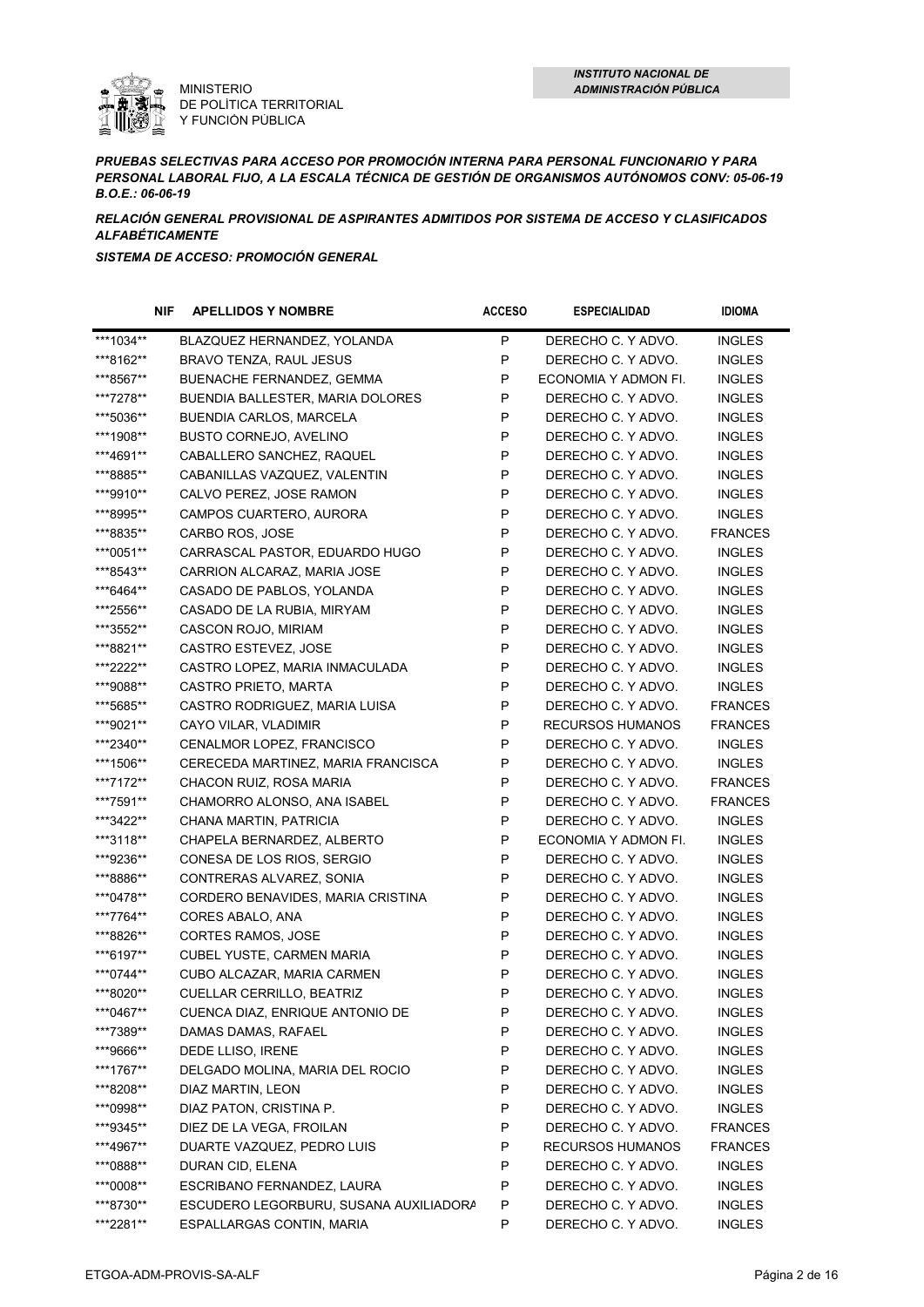MINISTERIO
DE POLÍTICA TERRITORIAL
Y FUNCIÓN PÚBLICA

***INSTITUTO NACIONAL DE ADMINISTRACIÓN PÚBLICA***

***PRUEBAS SELECTIVAS PARA ACCESO POR PROMOCIÓN INTERNA PARA PERSONAL FUNCIONARIO Y PARA PERSONAL LABORAL FIJO, A LA ESCALA TÉCNICA DE GESTIÓN DE ORGANISMOS AUTÓNOMOS CONV: 05-06-19 B.O.E.: 06-06-19***

***RELACIÓN GENERAL PROVISIONAL DE ASPIRANTES ADMITIDOS POR SISTEMA DE ACCESO Y CLASIFICADOS ALFABÉTICAMENTE***

***SISTEMA DE ACCESO: PROMOCIÓN GENERAL***

| NIF | APELLIDOS Y NOMBRE | ACCESO | ESPECIALIDAD | IDIOMA |
|---|---|---|---|---|
| ***1034** | BLAZQUEZ HERNANDEZ, YOLANDA | P | DERECHO C. Y ADVO. | INGLES |
| ***8162** | BRAVO TENZA, RAUL JESUS | P | DERECHO C. Y ADVO. | INGLES |
| ***8567** | BUENACHE FERNANDEZ, GEMMA | P | ECONOMIA Y ADMON FI. | INGLES |
| ***7278** | BUENDIA BALLESTER, MARIA DOLORES | P | DERECHO C. Y ADVO. | INGLES |
| ***5036** | BUENDIA CARLOS, MARCELA | P | DERECHO C. Y ADVO. | INGLES |
| ***1908** | BUSTO CORNEJO, AVELINO | P | DERECHO C. Y ADVO. | INGLES |
| ***4691** | CABALLERO SANCHEZ, RAQUEL | P | DERECHO C. Y ADVO. | INGLES |
| ***8885** | CABANILLAS VAZQUEZ, VALENTIN | P | DERECHO C. Y ADVO. | INGLES |
| ***9910** | CALVO PEREZ, JOSE RAMON | P | DERECHO C. Y ADVO. | INGLES |
| ***8995** | CAMPOS CUARTERO, AURORA | P | DERECHO C. Y ADVO. | INGLES |
| ***8835** | CARBO ROS, JOSE | P | DERECHO C. Y ADVO. | FRANCES |
| ***0051** | CARRASCAL PASTOR, EDUARDO HUGO | P | DERECHO C. Y ADVO. | INGLES |
| ***8543** | CARRION ALCARAZ, MARIA JOSE | P | DERECHO C. Y ADVO. | INGLES |
| ***6464** | CASADO DE PABLOS, YOLANDA | P | DERECHO C. Y ADVO. | INGLES |
| ***2556** | CASADO DE LA RUBIA, MIRYAM | P | DERECHO C. Y ADVO. | INGLES |
| ***3552** | CASCON ROJO, MIRIAM | P | DERECHO C. Y ADVO. | INGLES |
| ***8821** | CASTRO ESTEVEZ, JOSE | P | DERECHO C. Y ADVO. | INGLES |
| ***2222** | CASTRO LOPEZ, MARIA INMACULADA | P | DERECHO C. Y ADVO. | INGLES |
| ***9088** | CASTRO PRIETO, MARTA | P | DERECHO C. Y ADVO. | INGLES |
| ***5685** | CASTRO RODRIGUEZ, MARIA LUISA | P | DERECHO C. Y ADVO. | FRANCES |
| ***9021** | CAYO VILAR, VLADIMIR | P | RECURSOS HUMANOS | FRANCES |
| ***2340** | CENALMOR LOPEZ, FRANCISCO | P | DERECHO C. Y ADVO. | INGLES |
| ***1506** | CERECEDA MARTINEZ, MARIA FRANCISCA | P | DERECHO C. Y ADVO. | INGLES |
| ***7172** | CHACON RUIZ, ROSA MARIA | P | DERECHO C. Y ADVO. | FRANCES |
| ***7591** | CHAMORRO ALONSO, ANA ISABEL | P | DERECHO C. Y ADVO. | FRANCES |
| ***3422** | CHANA MARTIN, PATRICIA | P | DERECHO C. Y ADVO. | INGLES |
| ***3118** | CHAPELA BERNARDEZ, ALBERTO | P | ECONOMIA Y ADMON FI. | INGLES |
| ***9236** | CONESA DE LOS RIOS, SERGIO | P | DERECHO C. Y ADVO. | INGLES |
| ***8886** | CONTRERAS ALVAREZ, SONIA | P | DERECHO C. Y ADVO. | INGLES |
| ***0478** | CORDERO BENAVIDES, MARIA CRISTINA | P | DERECHO C. Y ADVO. | INGLES |
| ***7764** | CORES ABALO, ANA | P | DERECHO C. Y ADVO. | INGLES |
| ***8826** | CORTES RAMOS, JOSE | P | DERECHO C. Y ADVO. | INGLES |
| ***6197** | CUBEL YUSTE, CARMEN MARIA | P | DERECHO C. Y ADVO. | INGLES |
| ***0744** | CUBO ALCAZAR, MARIA CARMEN | P | DERECHO C. Y ADVO. | INGLES |
| ***8020** | CUELLAR CERRILLO, BEATRIZ | P | DERECHO C. Y ADVO. | INGLES |
| ***0467** | CUENCA DIAZ, ENRIQUE ANTONIO DE | P | DERECHO C. Y ADVO. | INGLES |
| ***7389** | DAMAS DAMAS, RAFAEL | P | DERECHO C. Y ADVO. | INGLES |
| ***9666** | DEDE LLISO, IRENE | P | DERECHO C. Y ADVO. | INGLES |
| ***1767** | DELGADO MOLINA, MARIA DEL ROCIO | P | DERECHO C. Y ADVO. | INGLES |
| ***8208** | DIAZ MARTIN, LEON | P | DERECHO C. Y ADVO. | INGLES |
| ***0998** | DIAZ PATON, CRISTINA P. | P | DERECHO C. Y ADVO. | INGLES |
| ***9345** | DIEZ DE LA VEGA, FROILAN | P | DERECHO C. Y ADVO. | FRANCES |
| ***4967** | DUARTE VAZQUEZ, PEDRO LUIS | P | RECURSOS HUMANOS | FRANCES |
| ***0888** | DURAN CID, ELENA | P | DERECHO C. Y ADVO. | INGLES |
| ***0008** | ESCRIBANO FERNANDEZ, LAURA | P | DERECHO C. Y ADVO. | INGLES |
| ***8730** | ESCUDERO LEGORBURU, SUSANA AUXILIADORA | P | DERECHO C. Y ADVO. | INGLES |
| ***2281** | ESPALLARGAS CONTIN, MARIA | P | DERECHO C. Y ADVO. | INGLES |

ETGOA-ADM-PROVIS-SA-ALF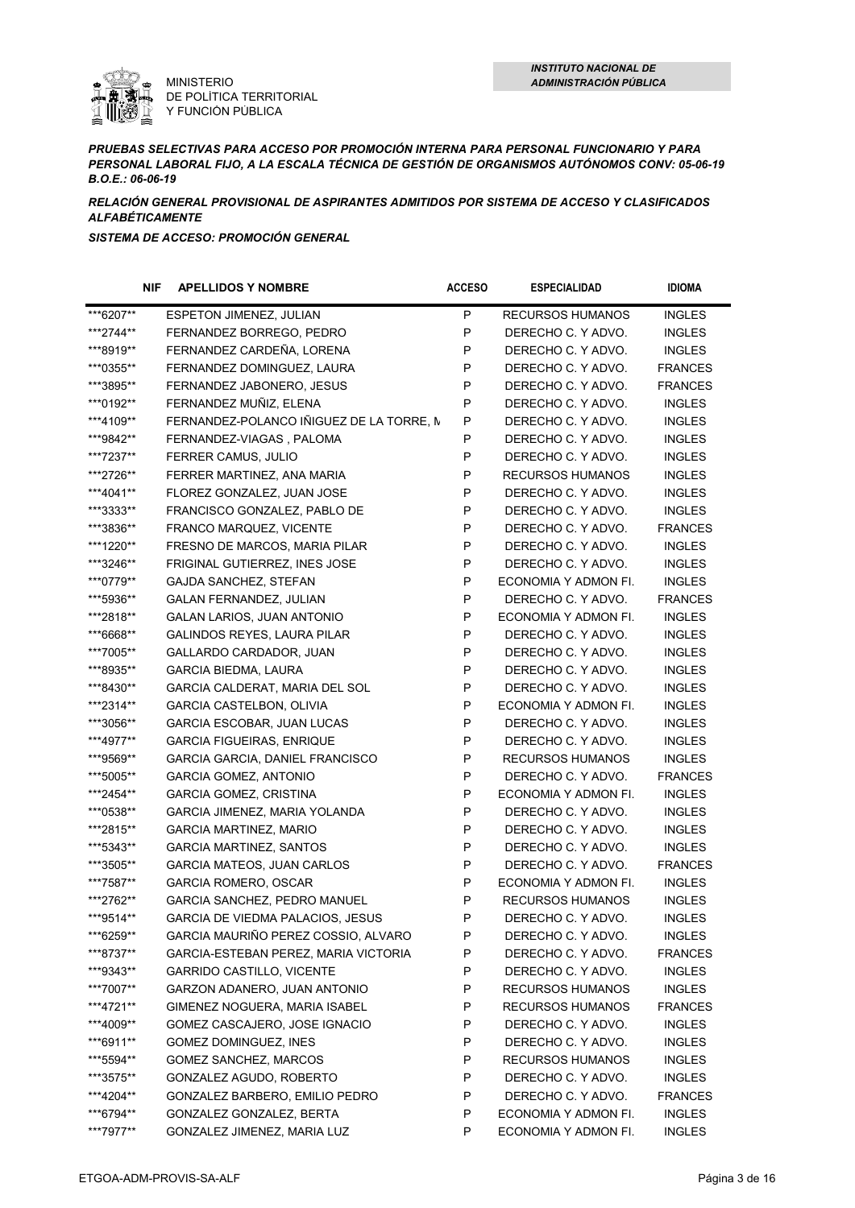MINISTERIO
DE POLÍTICA TERRITORIAL
Y FUNCIÓN PÚBLICA

***INSTITUTO NACIONAL DE ADMINISTRACIÓN PÚBLICA***

***PRUEBAS SELECTIVAS PARA ACCESO POR PROMOCIÓN INTERNA PARA PERSONAL FUNCIONARIO Y PARA PERSONAL LABORAL FIJO, A LA ESCALA TÉCNICA DE GESTIÓN DE ORGANISMOS AUTÓNOMOS CONV: 05-06-19 B.O.E.: 06-06-19***

***RELACIÓN GENERAL PROVISIONAL DE ASPIRANTES ADMITIDOS POR SISTEMA DE ACCESO Y CLASIFICADOS ALFABÉTICAMENTE***

***SISTEMA DE ACCESO: PROMOCIÓN GENERAL***

| NIF | APELLIDOS Y NOMBRE | ACCESO | ESPECIALIDAD | IDIOMA |
|---|---|---|---|---|
| ***6207** | ESPETON JIMENEZ, JULIAN | P | RECURSOS HUMANOS | INGLES |
| ***2744** | FERNANDEZ BORREGO, PEDRO | P | DERECHO C. Y ADVO. | INGLES |
| ***8919** | FERNANDEZ CARDEÑA, LORENA | P | DERECHO C. Y ADVO. | INGLES |
| ***0355** | FERNANDEZ DOMINGUEZ, LAURA | P | DERECHO C. Y ADVO. | FRANCES |
| ***3895** | FERNANDEZ JABONERO, JESUS | P | DERECHO C. Y ADVO. | FRANCES |
| ***0192** | FERNANDEZ MUÑIZ, ELENA | P | DERECHO C. Y ADVO. | INGLES |
| ***4109** | FERNANDEZ-POLANCO IÑIGUEZ DE LA TORRE, M | P | DERECHO C. Y ADVO. | INGLES |
| ***9842** | FERNANDEZ-VIAGAS , PALOMA | P | DERECHO C. Y ADVO. | INGLES |
| ***7237** | FERRER CAMUS, JULIO | P | DERECHO C. Y ADVO. | INGLES |
| ***2726** | FERRER MARTINEZ, ANA MARIA | P | RECURSOS HUMANOS | INGLES |
| ***4041** | FLOREZ GONZALEZ, JUAN JOSE | P | DERECHO C. Y ADVO. | INGLES |
| ***3333** | FRANCISCO GONZALEZ, PABLO DE | P | DERECHO C. Y ADVO. | INGLES |
| ***3836** | FRANCO MARQUEZ, VICENTE | P | DERECHO C. Y ADVO. | FRANCES |
| ***1220** | FRESNO DE MARCOS, MARIA PILAR | P | DERECHO C. Y ADVO. | INGLES |
| ***3246** | FRIGINAL GUTIERREZ, INES JOSE | P | DERECHO C. Y ADVO. | INGLES |
| ***0779** | GAJDA SANCHEZ, STEFAN | P | ECONOMIA Y ADMON FI. | INGLES |
| ***5936** | GALAN FERNANDEZ, JULIAN | P | DERECHO C. Y ADVO. | FRANCES |
| ***2818** | GALAN LARIOS, JUAN ANTONIO | P | ECONOMIA Y ADMON FI. | INGLES |
| ***6668** | GALINDOS REYES, LAURA PILAR | P | DERECHO C. Y ADVO. | INGLES |
| ***7005** | GALLARDO CARDADOR, JUAN | P | DERECHO C. Y ADVO. | INGLES |
| ***8935** | GARCIA BIEDMA, LAURA | P | DERECHO C. Y ADVO. | INGLES |
| ***8430** | GARCIA CALDERAT, MARIA DEL SOL | P | DERECHO C. Y ADVO. | INGLES |
| ***2314** | GARCIA CASTELBON, OLIVIA | P | ECONOMIA Y ADMON FI. | INGLES |
| ***3056** | GARCIA ESCOBAR, JUAN LUCAS | P | DERECHO C. Y ADVO. | INGLES |
| ***4977** | GARCIA FIGUEIRAS, ENRIQUE | P | DERECHO C. Y ADVO. | INGLES |
| ***9569** | GARCIA GARCIA, DANIEL FRANCISCO | P | RECURSOS HUMANOS | INGLES |
| ***5005** | GARCIA GOMEZ, ANTONIO | P | DERECHO C. Y ADVO. | FRANCES |
| ***2454** | GARCIA GOMEZ, CRISTINA | P | ECONOMIA Y ADMON FI. | INGLES |
| ***0538** | GARCIA JIMENEZ, MARIA YOLANDA | P | DERECHO C. Y ADVO. | INGLES |
| ***2815** | GARCIA MARTINEZ, MARIO | P | DERECHO C. Y ADVO. | INGLES |
| ***5343** | GARCIA MARTINEZ, SANTOS | P | DERECHO C. Y ADVO. | INGLES |
| ***3505** | GARCIA MATEOS, JUAN CARLOS | P | DERECHO C. Y ADVO. | FRANCES |
| ***7587** | GARCIA ROMERO, OSCAR | P | ECONOMIA Y ADMON FI. | INGLES |
| ***2762** | GARCIA SANCHEZ, PEDRO MANUEL | P | RECURSOS HUMANOS | INGLES |
| ***9514** | GARCIA DE VIEDMA PALACIOS, JESUS | P | DERECHO C. Y ADVO. | INGLES |
| ***6259** | GARCIA MAURIÑO PEREZ COSSIO, ALVARO | P | DERECHO C. Y ADVO. | INGLES |
| ***8737** | GARCIA-ESTEBAN PEREZ, MARIA VICTORIA | P | DERECHO C. Y ADVO. | FRANCES |
| ***9343** | GARRIDO CASTILLO, VICENTE | P | DERECHO C. Y ADVO. | INGLES |
| ***7007** | GARZON ADANERO, JUAN ANTONIO | P | RECURSOS HUMANOS | INGLES |
| ***4721** | GIMENEZ NOGUERA, MARIA ISABEL | P | RECURSOS HUMANOS | FRANCES |
| ***4009** | GOMEZ CASCAJERO, JOSE IGNACIO | P | DERECHO C. Y ADVO. | INGLES |
| ***6911** | GOMEZ DOMINGUEZ, INES | P | DERECHO C. Y ADVO. | INGLES |
| ***5594** | GOMEZ SANCHEZ, MARCOS | P | RECURSOS HUMANOS | INGLES |
| ***3575** | GONZALEZ AGUDO, ROBERTO | P | DERECHO C. Y ADVO. | INGLES |
| ***4204** | GONZALEZ BARBERO, EMILIO PEDRO | P | DERECHO C. Y ADVO. | FRANCES |
| ***6794** | GONZALEZ GONZALEZ, BERTA | P | ECONOMIA Y ADMON FI. | INGLES |
| ***7977** | GONZALEZ JIMENEZ, MARIA LUZ | P | ECONOMIA Y ADMON FI. | INGLES |

ETGOA-ADM-PROVIS-SA-ALF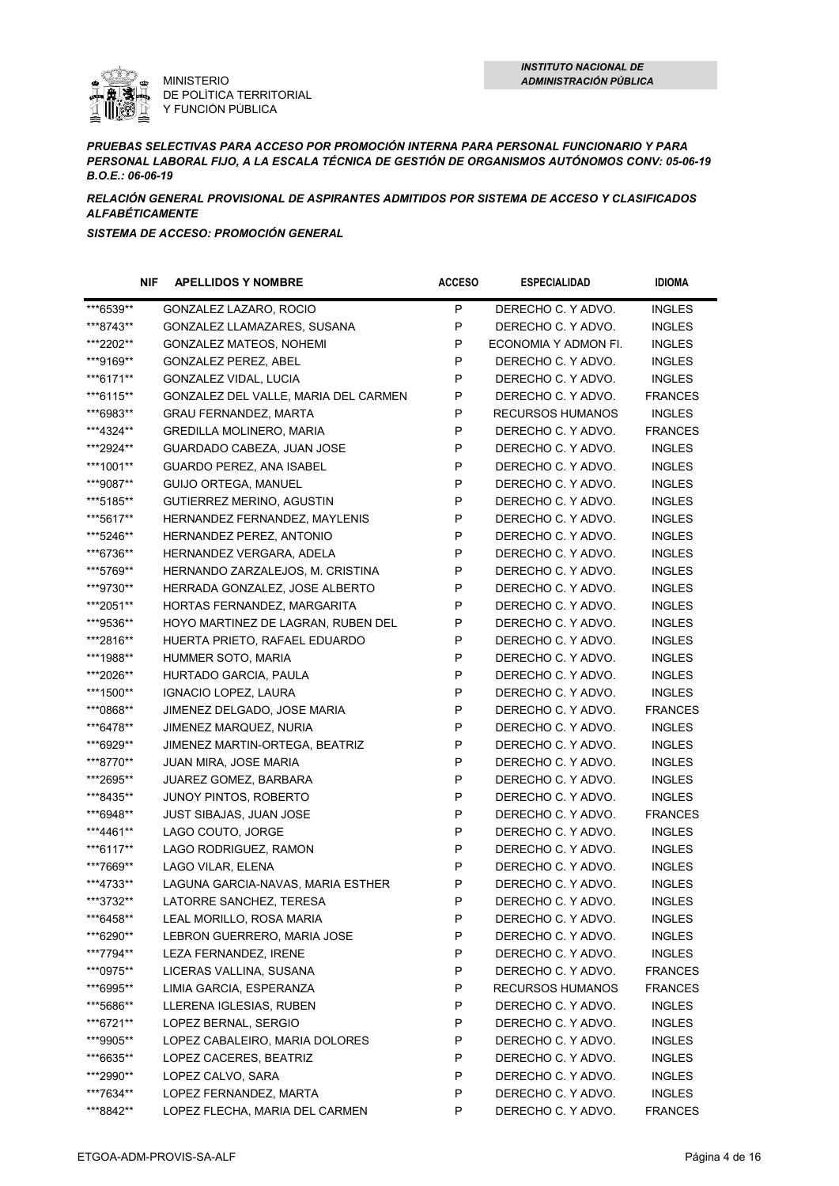MINISTERIO DE POLÍTICA TERRITORIAL Y FUNCIÓN PÚBLICA

***INSTITUTO NACIONAL DE ADMINISTRACIÓN PÚBLICA***

***PRUEBAS SELECTIVAS PARA ACCESO POR PROMOCIÓN INTERNA PARA PERSONAL FUNCIONARIO Y PARA PERSONAL LABORAL FIJO, A LA ESCALA TÉCNICA DE GESTIÓN DE ORGANISMOS AUTÓNOMOS CONV: 05-06-19 B.O.E.: 06-06-19***

***RELACIÓN GENERAL PROVISIONAL DE ASPIRANTES ADMITIDOS POR SISTEMA DE ACCESO Y CLASIFICADOS ALFABÉTICAMENTE***

***SISTEMA DE ACCESO: PROMOCIÓN GENERAL***

| NIF | APELLIDOS Y NOMBRE | ACCESO | ESPECIALIDAD | IDIOMA |
|---|---|---|---|---|
| ***6539** | GONZALEZ LAZARO, ROCIO | P | DERECHO C. Y ADVO. | INGLES |
| ***8743** | GONZALEZ LLAMAZARES, SUSANA | P | DERECHO C. Y ADVO. | INGLES |
| ***2202** | GONZALEZ MATEOS, NOHEMI | P | ECONOMIA Y ADMON FI. | INGLES |
| ***9169** | GONZALEZ PEREZ, ABEL | P | DERECHO C. Y ADVO. | INGLES |
| ***6171** | GONZALEZ VIDAL, LUCIA | P | DERECHO C. Y ADVO. | INGLES |
| ***6115** | GONZALEZ DEL VALLE, MARIA DEL CARMEN | P | DERECHO C. Y ADVO. | FRANCES |
| ***6983** | GRAU FERNANDEZ, MARTA | P | RECURSOS HUMANOS | INGLES |
| ***4324** | GREDILLA MOLINERO, MARIA | P | DERECHO C. Y ADVO. | FRANCES |
| ***2924** | GUARDADO CABEZA, JUAN JOSE | P | DERECHO C. Y ADVO. | INGLES |
| ***1001** | GUARDO PEREZ, ANA ISABEL | P | DERECHO C. Y ADVO. | INGLES |
| ***9087** | GUIJO ORTEGA, MANUEL | P | DERECHO C. Y ADVO. | INGLES |
| ***5185** | GUTIERREZ MERINO, AGUSTIN | P | DERECHO C. Y ADVO. | INGLES |
| ***5617** | HERNANDEZ FERNANDEZ, MAYLENIS | P | DERECHO C. Y ADVO. | INGLES |
| ***5246** | HERNANDEZ PEREZ, ANTONIO | P | DERECHO C. Y ADVO. | INGLES |
| ***6736** | HERNANDEZ VERGARA, ADELA | P | DERECHO C. Y ADVO. | INGLES |
| ***5769** | HERNANDO ZARZALEJOS, M. CRISTINA | P | DERECHO C. Y ADVO. | INGLES |
| ***9730** | HERRADA GONZALEZ, JOSE ALBERTO | P | DERECHO C. Y ADVO. | INGLES |
| ***2051** | HORTAS FERNANDEZ, MARGARITA | P | DERECHO C. Y ADVO. | INGLES |
| ***9536** | HOYO MARTINEZ DE LAGRAN, RUBEN DEL | P | DERECHO C. Y ADVO. | INGLES |
| ***2816** | HUERTA PRIETO, RAFAEL EDUARDO | P | DERECHO C. Y ADVO. | INGLES |
| ***1988** | HUMMER SOTO, MARIA | P | DERECHO C. Y ADVO. | INGLES |
| ***2026** | HURTADO GARCIA, PAULA | P | DERECHO C. Y ADVO. | INGLES |
| ***1500** | IGNACIO LOPEZ, LAURA | P | DERECHO C. Y ADVO. | INGLES |
| ***0868** | JIMENEZ DELGADO, JOSE MARIA | P | DERECHO C. Y ADVO. | FRANCES |
| ***6478** | JIMENEZ MARQUEZ, NURIA | P | DERECHO C. Y ADVO. | INGLES |
| ***6929** | JIMENEZ MARTIN-ORTEGA, BEATRIZ | P | DERECHO C. Y ADVO. | INGLES |
| ***8770** | JUAN MIRA, JOSE MARIA | P | DERECHO C. Y ADVO. | INGLES |
| ***2695** | JUAREZ GOMEZ, BARBARA | P | DERECHO C. Y ADVO. | INGLES |
| ***8435** | JUNOY PINTOS, ROBERTO | P | DERECHO C. Y ADVO. | INGLES |
| ***6948** | JUST SIBAJAS, JUAN JOSE | P | DERECHO C. Y ADVO. | FRANCES |
| ***4461** | LAGO COUTO, JORGE | P | DERECHO C. Y ADVO. | INGLES |
| ***6117** | LAGO RODRIGUEZ, RAMON | P | DERECHO C. Y ADVO. | INGLES |
| ***7669** | LAGO VILAR, ELENA | P | DERECHO C. Y ADVO. | INGLES |
| ***4733** | LAGUNA GARCIA-NAVAS, MARIA ESTHER | P | DERECHO C. Y ADVO. | INGLES |
| ***3732** | LATORRE SANCHEZ, TERESA | P | DERECHO C. Y ADVO. | INGLES |
| ***6458** | LEAL MORILLO, ROSA MARIA | P | DERECHO C. Y ADVO. | INGLES |
| ***6290** | LEBRON GUERRERO, MARIA JOSE | P | DERECHO C. Y ADVO. | INGLES |
| ***7794** | LEZA FERNANDEZ, IRENE | P | DERECHO C. Y ADVO. | INGLES |
| ***0975** | LICERAS VALLINA, SUSANA | P | DERECHO C. Y ADVO. | FRANCES |
| ***6995** | LIMIA GARCIA, ESPERANZA | P | RECURSOS HUMANOS | FRANCES |
| ***5686** | LLERENA IGLESIAS, RUBEN | P | DERECHO C. Y ADVO. | INGLES |
| ***6721** | LOPEZ BERNAL, SERGIO | P | DERECHO C. Y ADVO. | INGLES |
| ***9905** | LOPEZ CABALEIRO, MARIA DOLORES | P | DERECHO C. Y ADVO. | INGLES |
| ***6635** | LOPEZ CACERES, BEATRIZ | P | DERECHO C. Y ADVO. | INGLES |
| ***2990** | LOPEZ CALVO, SARA | P | DERECHO C. Y ADVO. | INGLES |
| ***7634** | LOPEZ FERNANDEZ, MARTA | P | DERECHO C. Y ADVO. | INGLES |
| ***8842** | LOPEZ FLECHA, MARIA DEL CARMEN | P | DERECHO C. Y ADVO. | FRANCES |

ETGOA-ADM-PROVIS-SA-ALF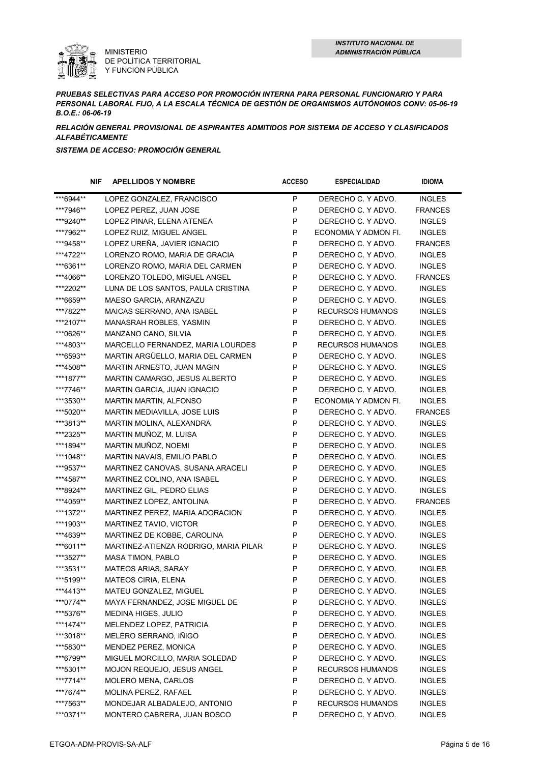MINISTERIO
DE POLÍTICA TERRITORIAL
Y FUNCIÓN PÚBLICA

***INSTITUTO NACIONAL DE ADMINISTRACIÓN PÚBLICA***

***PRUEBAS SELECTIVAS PARA ACCESO POR PROMOCIÓN INTERNA PARA PERSONAL FUNCIONARIO Y PARA PERSONAL LABORAL FIJO, A LA ESCALA TÉCNICA DE GESTIÓN DE ORGANISMOS AUTÓNOMOS CONV: 05-06-19 B.O.E.: 06-06-19***

***RELACIÓN GENERAL PROVISIONAL DE ASPIRANTES ADMITIDOS POR SISTEMA DE ACCESO Y CLASIFICADOS ALFABÉTICAMENTE***

***SISTEMA DE ACCESO: PROMOCIÓN GENERAL***

| NIF | APELLIDOS Y NOMBRE | ACCESO | ESPECIALIDAD | IDIOMA |
|---|---|---|---|---|
| ***6944** | LOPEZ GONZALEZ, FRANCISCO | P | DERECHO C. Y ADVO. | INGLES |
| ***7946** | LOPEZ PEREZ, JUAN JOSE | P | DERECHO C. Y ADVO. | FRANCES |
| ***9240** | LOPEZ PINAR, ELENA ATENEA | P | DERECHO C. Y ADVO. | INGLES |
| ***7962** | LOPEZ RUIZ, MIGUEL ANGEL | P | ECONOMIA Y ADMON FI. | INGLES |
| ***9458** | LOPEZ UREÑA, JAVIER IGNACIO | P | DERECHO C. Y ADVO. | FRANCES |
| ***4722** | LORENZO ROMO, MARIA DE GRACIA | P | DERECHO C. Y ADVO. | INGLES |
| ***6361** | LORENZO ROMO, MARIA DEL CARMEN | P | DERECHO C. Y ADVO. | INGLES |
| ***4066** | LORENZO TOLEDO, MIGUEL ANGEL | P | DERECHO C. Y ADVO. | FRANCES |
| ***2202** | LUNA DE LOS SANTOS, PAULA CRISTINA | P | DERECHO C. Y ADVO. | INGLES |
| ***6659** | MAESO GARCIA, ARANZAZU | P | DERECHO C. Y ADVO. | INGLES |
| ***7822** | MAICAS SERRANO, ANA ISABEL | P | RECURSOS HUMANOS | INGLES |
| ***2107** | MANASRAH ROBLES, YASMIN | P | DERECHO C. Y ADVO. | INGLES |
| ***0626** | MANZANO CANO, SILVIA | P | DERECHO C. Y ADVO. | INGLES |
| ***4803** | MARCELLO FERNANDEZ, MARIA LOURDES | P | RECURSOS HUMANOS | INGLES |
| ***6593** | MARTIN ARGÜELLO, MARIA DEL CARMEN | P | DERECHO C. Y ADVO. | INGLES |
| ***4508** | MARTIN ARNESTO, JUAN MAGIN | P | DERECHO C. Y ADVO. | INGLES |
| ***1877** | MARTIN CAMARGO, JESUS ALBERTO | P | DERECHO C. Y ADVO. | INGLES |
| ***7746** | MARTIN GARCIA, JUAN IGNACIO | P | DERECHO C. Y ADVO. | INGLES |
| ***3530** | MARTIN MARTIN, ALFONSO | P | ECONOMIA Y ADMON FI. | INGLES |
| ***5020** | MARTIN MEDIAVILLA, JOSE LUIS | P | DERECHO C. Y ADVO. | FRANCES |
| ***3813** | MARTIN MOLINA, ALEXANDRA | P | DERECHO C. Y ADVO. | INGLES |
| ***2325** | MARTIN MUÑOZ, M. LUISA | P | DERECHO C. Y ADVO. | INGLES |
| ***1894** | MARTIN MUÑOZ, NOEMI | P | DERECHO C. Y ADVO. | INGLES |
| ***1048** | MARTIN NAVAIS, EMILIO PABLO | P | DERECHO C. Y ADVO. | INGLES |
| ***9537** | MARTINEZ CANOVAS, SUSANA ARACELI | P | DERECHO C. Y ADVO. | INGLES |
| ***4587** | MARTINEZ COLINO, ANA ISABEL | P | DERECHO C. Y ADVO. | INGLES |
| ***8924** | MARTINEZ GIL, PEDRO ELIAS | P | DERECHO C. Y ADVO. | INGLES |
| ***4059** | MARTINEZ LOPEZ, ANTOLINA | P | DERECHO C. Y ADVO. | FRANCES |
| ***1372** | MARTINEZ PEREZ, MARIA ADORACION | P | DERECHO C. Y ADVO. | INGLES |
| ***1903** | MARTINEZ TAVIO, VICTOR | P | DERECHO C. Y ADVO. | INGLES |
| ***4639** | MARTINEZ DE KOBBE, CAROLINA | P | DERECHO C. Y ADVO. | INGLES |
| ***6011** | MARTINEZ-ATIENZA RODRIGO, MARIA PILAR | P | DERECHO C. Y ADVO. | INGLES |
| ***3527** | MASA TIMON, PABLO | P | DERECHO C. Y ADVO. | INGLES |
| ***3531** | MATEOS ARIAS, SARAY | P | DERECHO C. Y ADVO. | INGLES |
| ***5199** | MATEOS CIRIA, ELENA | P | DERECHO C. Y ADVO. | INGLES |
| ***4413** | MATEU GONZALEZ, MIGUEL | P | DERECHO C. Y ADVO. | INGLES |
| ***0774** | MAYA FERNANDEZ, JOSE MIGUEL DE | P | DERECHO C. Y ADVO. | INGLES |
| ***5376** | MEDINA HIGES, JULIO | P | DERECHO C. Y ADVO. | INGLES |
| ***1474** | MELENDEZ LOPEZ, PATRICIA | P | DERECHO C. Y ADVO. | INGLES |
| ***3018** | MELERO SERRANO, IÑIGO | P | DERECHO C. Y ADVO. | INGLES |
| ***5830** | MENDEZ PEREZ, MONICA | P | DERECHO C. Y ADVO. | INGLES |
| ***6799** | MIGUEL MORCILLO, MARIA SOLEDAD | P | DERECHO C. Y ADVO. | INGLES |
| ***5301** | MOJON REQUEJO, JESUS ANGEL | P | RECURSOS HUMANOS | INGLES |
| ***7714** | MOLERO MENA, CARLOS | P | DERECHO C. Y ADVO. | INGLES |
| ***7674** | MOLINA PEREZ, RAFAEL | P | DERECHO C. Y ADVO. | INGLES |
| ***7563** | MONDEJAR ALBADALEJO, ANTONIO | P | RECURSOS HUMANOS | INGLES |
| ***0371** | MONTERO CABRERA, JUAN BOSCO | P | DERECHO C. Y ADVO. | INGLES |

ETGOA-ADM-PROVIS-SA-ALF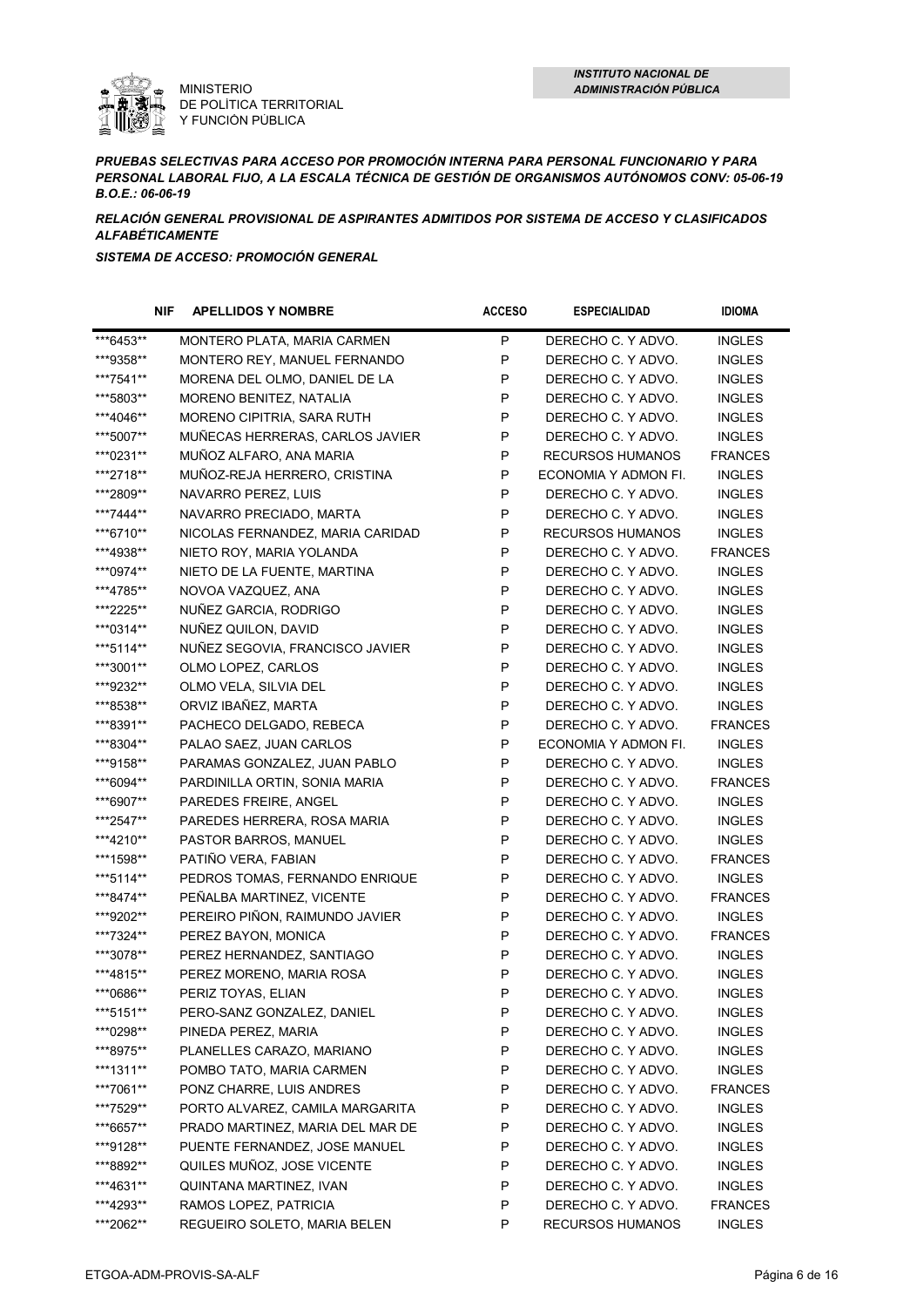MINISTERIO
DE POLÍTICA TERRITORIAL
Y FUNCIÓN PÚBLICA

***INSTITUTO NACIONAL DE ADMINISTRACIÓN PÚBLICA***

***PRUEBAS SELECTIVAS PARA ACCESO POR PROMOCIÓN INTERNA PARA PERSONAL FUNCIONARIO Y PARA PERSONAL LABORAL FIJO, A LA ESCALA TÉCNICA DE GESTIÓN DE ORGANISMOS AUTÓNOMOS CONV: 05-06-19 B.O.E.: 06-06-19***

***RELACIÓN GENERAL PROVISIONAL DE ASPIRANTES ADMITIDOS POR SISTEMA DE ACCESO Y CLASIFICADOS ALFABÉTICAMENTE***

***SISTEMA DE ACCESO: PROMOCIÓN GENERAL***

| NIF | APELLIDOS Y NOMBRE | ACCESO | ESPECIALIDAD | IDIOMA |
|---|---|---|---|---|
| ***6453** | MONTERO PLATA, MARIA CARMEN | P | DERECHO C. Y ADVO. | INGLES |
| ***9358** | MONTERO REY, MANUEL FERNANDO | P | DERECHO C. Y ADVO. | INGLES |
| ***7541** | MORENA DEL OLMO, DANIEL DE LA | P | DERECHO C. Y ADVO. | INGLES |
| ***5803** | MORENO BENITEZ, NATALIA | P | DERECHO C. Y ADVO. | INGLES |
| ***4046** | MORENO CIPITRIA, SARA RUTH | P | DERECHO C. Y ADVO. | INGLES |
| ***5007** | MUÑECAS HERRERAS, CARLOS JAVIER | P | DERECHO C. Y ADVO. | INGLES |
| ***0231** | MUÑOZ ALFARO, ANA MARIA | P | RECURSOS HUMANOS | FRANCES |
| ***2718** | MUÑOZ-REJA HERRERO, CRISTINA | P | ECONOMIA Y ADMON FI. | INGLES |
| ***2809** | NAVARRO PEREZ, LUIS | P | DERECHO C. Y ADVO. | INGLES |
| ***7444** | NAVARRO PRECIADO, MARTA | P | DERECHO C. Y ADVO. | INGLES |
| ***6710** | NICOLAS FERNANDEZ, MARIA CARIDAD | P | RECURSOS HUMANOS | INGLES |
| ***4938** | NIETO ROY, MARIA YOLANDA | P | DERECHO C. Y ADVO. | FRANCES |
| ***0974** | NIETO DE LA FUENTE, MARTINA | P | DERECHO C. Y ADVO. | INGLES |
| ***4785** | NOVOA VAZQUEZ, ANA | P | DERECHO C. Y ADVO. | INGLES |
| ***2225** | NUÑEZ GARCIA, RODRIGO | P | DERECHO C. Y ADVO. | INGLES |
| ***0314** | NUÑEZ QUILON, DAVID | P | DERECHO C. Y ADVO. | INGLES |
| ***5114** | NUÑEZ SEGOVIA, FRANCISCO JAVIER | P | DERECHO C. Y ADVO. | INGLES |
| ***3001** | OLMO LOPEZ, CARLOS | P | DERECHO C. Y ADVO. | INGLES |
| ***9232** | OLMO VELA, SILVIA DEL | P | DERECHO C. Y ADVO. | INGLES |
| ***8538** | ORVIZ IBAÑEZ, MARTA | P | DERECHO C. Y ADVO. | INGLES |
| ***8391** | PACHECO DELGADO, REBECA | P | DERECHO C. Y ADVO. | FRANCES |
| ***8304** | PALAO SAEZ, JUAN CARLOS | P | ECONOMIA Y ADMON FI. | INGLES |
| ***9158** | PARAMAS GONZALEZ, JUAN PABLO | P | DERECHO C. Y ADVO. | INGLES |
| ***6094** | PARDINILLA ORTIN, SONIA MARIA | P | DERECHO C. Y ADVO. | FRANCES |
| ***6907** | PAREDES FREIRE, ANGEL | P | DERECHO C. Y ADVO. | INGLES |
| ***2547** | PAREDES HERRERA, ROSA MARIA | P | DERECHO C. Y ADVO. | INGLES |
| ***4210** | PASTOR BARROS, MANUEL | P | DERECHO C. Y ADVO. | INGLES |
| ***1598** | PATIÑO VERA, FABIAN | P | DERECHO C. Y ADVO. | FRANCES |
| ***5114** | PEDROS TOMAS, FERNANDO ENRIQUE | P | DERECHO C. Y ADVO. | INGLES |
| ***8474** | PEÑALBA MARTINEZ, VICENTE | P | DERECHO C. Y ADVO. | FRANCES |
| ***9202** | PEREIRO PIÑON, RAIMUNDO JAVIER | P | DERECHO C. Y ADVO. | INGLES |
| ***7324** | PEREZ BAYON, MONICA | P | DERECHO C. Y ADVO. | FRANCES |
| ***3078** | PEREZ HERNANDEZ, SANTIAGO | P | DERECHO C. Y ADVO. | INGLES |
| ***4815** | PEREZ MORENO, MARIA ROSA | P | DERECHO C. Y ADVO. | INGLES |
| ***0686** | PERIZ TOYAS, ELIAN | P | DERECHO C. Y ADVO. | INGLES |
| ***5151** | PERO-SANZ GONZALEZ, DANIEL | P | DERECHO C. Y ADVO. | INGLES |
| ***0298** | PINEDA PEREZ, MARIA | P | DERECHO C. Y ADVO. | INGLES |
| ***8975** | PLANELLES CARAZO, MARIANO | P | DERECHO C. Y ADVO. | INGLES |
| ***1311** | POMBO TATO, MARIA CARMEN | P | DERECHO C. Y ADVO. | INGLES |
| ***7061** | PONZ CHARRE, LUIS ANDRES | P | DERECHO C. Y ADVO. | FRANCES |
| ***7529** | PORTO ALVAREZ, CAMILA MARGARITA | P | DERECHO C. Y ADVO. | INGLES |
| ***6657** | PRADO MARTINEZ, MARIA DEL MAR DE | P | DERECHO C. Y ADVO. | INGLES |
| ***9128** | PUENTE FERNANDEZ, JOSE MANUEL | P | DERECHO C. Y ADVO. | INGLES |
| ***8892** | QUILES MUÑOZ, JOSE VICENTE | P | DERECHO C. Y ADVO. | INGLES |
| ***4631** | QUINTANA MARTINEZ, IVAN | P | DERECHO C. Y ADVO. | INGLES |
| ***4293** | RAMOS LOPEZ, PATRICIA | P | DERECHO C. Y ADVO. | FRANCES |
| ***2062** | REGUEIRO SOLETO, MARIA BELEN | P | RECURSOS HUMANOS | INGLES |

ETGOA-ADM-PROVIS-SA-ALF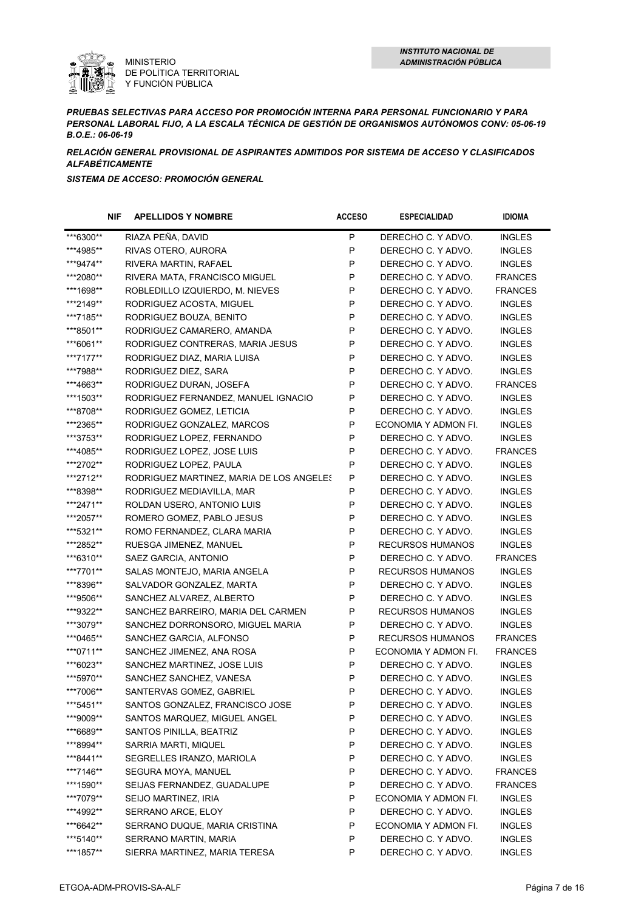MINISTERIO
DE POLÍTICA TERRITORIAL
Y FUNCIÓN PÚBLICA

***INSTITUTO NACIONAL DE ADMINISTRACIÓN PÚBLICA***

***PRUEBAS SELECTIVAS PARA ACCESO POR PROMOCIÓN INTERNA PARA PERSONAL FUNCIONARIO Y PARA PERSONAL LABORAL FIJO, A LA ESCALA TÉCNICA DE GESTIÓN DE ORGANISMOS AUTÓNOMOS CONV: 05-06-19 B.O.E.: 06-06-19***

***RELACIÓN GENERAL PROVISIONAL DE ASPIRANTES ADMITIDOS POR SISTEMA DE ACCESO Y CLASIFICADOS ALFABÉTICAMENTE***

***SISTEMA DE ACCESO: PROMOCIÓN GENERAL***

| NIF | APELLIDOS Y NOMBRE | ACCESO | ESPECIALIDAD | IDIOMA |
|---|---|---|---|---|
| ***6300** | RIAZA PEÑA, DAVID | P | DERECHO C. Y ADVO. | INGLES |
| ***4985** | RIVAS OTERO, AURORA | P | DERECHO C. Y ADVO. | INGLES |
| ***9474** | RIVERA MARTIN, RAFAEL | P | DERECHO C. Y ADVO. | INGLES |
| ***2080** | RIVERA MATA, FRANCISCO MIGUEL | P | DERECHO C. Y ADVO. | FRANCES |
| ***1698** | ROBLEDILLO IZQUIERDO, M. NIEVES | P | DERECHO C. Y ADVO. | FRANCES |
| ***2149** | RODRIGUEZ ACOSTA, MIGUEL | P | DERECHO C. Y ADVO. | INGLES |
| ***7185** | RODRIGUEZ BOUZA, BENITO | P | DERECHO C. Y ADVO. | INGLES |
| ***8501** | RODRIGUEZ CAMARERO, AMANDA | P | DERECHO C. Y ADVO. | INGLES |
| ***6061** | RODRIGUEZ CONTRERAS, MARIA JESUS | P | DERECHO C. Y ADVO. | INGLES |
| ***7177** | RODRIGUEZ DIAZ, MARIA LUISA | P | DERECHO C. Y ADVO. | INGLES |
| ***7988** | RODRIGUEZ DIEZ, SARA | P | DERECHO C. Y ADVO. | INGLES |
| ***4663** | RODRIGUEZ DURAN, JOSEFA | P | DERECHO C. Y ADVO. | FRANCES |
| ***1503** | RODRIGUEZ FERNANDEZ, MANUEL IGNACIO | P | DERECHO C. Y ADVO. | INGLES |
| ***8708** | RODRIGUEZ GOMEZ, LETICIA | P | DERECHO C. Y ADVO. | INGLES |
| ***2365** | RODRIGUEZ GONZALEZ, MARCOS | P | ECONOMIA Y ADMON FI. | INGLES |
| ***3753** | RODRIGUEZ LOPEZ, FERNANDO | P | DERECHO C. Y ADVO. | INGLES |
| ***4085** | RODRIGUEZ LOPEZ, JOSE LUIS | P | DERECHO C. Y ADVO. | FRANCES |
| ***2702** | RODRIGUEZ LOPEZ, PAULA | P | DERECHO C. Y ADVO. | INGLES |
| ***2712** | RODRIGUEZ MARTINEZ, MARIA DE LOS ANGELES | P | DERECHO C. Y ADVO. | INGLES |
| ***8398** | RODRIGUEZ MEDIAVILLA, MAR | P | DERECHO C. Y ADVO. | INGLES |
| ***2471** | ROLDAN USERO, ANTONIO LUIS | P | DERECHO C. Y ADVO. | INGLES |
| ***2057** | ROMERO GOMEZ, PABLO JESUS | P | DERECHO C. Y ADVO. | INGLES |
| ***5321** | ROMO FERNANDEZ, CLARA MARIA | P | DERECHO C. Y ADVO. | INGLES |
| ***2852** | RUESGA JIMENEZ, MANUEL | P | RECURSOS HUMANOS | INGLES |
| ***6310** | SAEZ GARCIA, ANTONIO | P | DERECHO C. Y ADVO. | FRANCES |
| ***7701** | SALAS MONTEJO, MARIA ANGELA | P | RECURSOS HUMANOS | INGLES |
| ***8396** | SALVADOR GONZALEZ, MARTA | P | DERECHO C. Y ADVO. | INGLES |
| ***9506** | SANCHEZ ALVAREZ, ALBERTO | P | DERECHO C. Y ADVO. | INGLES |
| ***9322** | SANCHEZ BARREIRO, MARIA DEL CARMEN | P | RECURSOS HUMANOS | INGLES |
| ***3079** | SANCHEZ DORRONSORO, MIGUEL MARIA | P | DERECHO C. Y ADVO. | INGLES |
| ***0465** | SANCHEZ GARCIA, ALFONSO | P | RECURSOS HUMANOS | FRANCES |
| ***0711** | SANCHEZ JIMENEZ, ANA ROSA | P | ECONOMIA Y ADMON FI. | FRANCES |
| ***6023** | SANCHEZ MARTINEZ, JOSE LUIS | P | DERECHO C. Y ADVO. | INGLES |
| ***5970** | SANCHEZ SANCHEZ, VANESA | P | DERECHO C. Y ADVO. | INGLES |
| ***7006** | SANTERVAS GOMEZ, GABRIEL | P | DERECHO C. Y ADVO. | INGLES |
| ***5451** | SANTOS GONZALEZ, FRANCISCO JOSE | P | DERECHO C. Y ADVO. | INGLES |
| ***9009** | SANTOS MARQUEZ, MIGUEL ANGEL | P | DERECHO C. Y ADVO. | INGLES |
| ***6689** | SANTOS PINILLA, BEATRIZ | P | DERECHO C. Y ADVO. | INGLES |
| ***8994** | SARRIA MARTI, MIQUEL | P | DERECHO C. Y ADVO. | INGLES |
| ***8441** | SEGRELLES IRANZO, MARIOLA | P | DERECHO C. Y ADVO. | INGLES |
| ***7146** | SEGURA MOYA, MANUEL | P | DERECHO C. Y ADVO. | FRANCES |
| ***1590** | SEIJAS FERNANDEZ, GUADALUPE | P | DERECHO C. Y ADVO. | FRANCES |
| ***7079** | SEIJO MARTINEZ, IRIA | P | ECONOMIA Y ADMON FI. | INGLES |
| ***4992** | SERRANO ARCE, ELOY | P | DERECHO C. Y ADVO. | INGLES |
| ***6642** | SERRANO DUQUE, MARIA CRISTINA | P | ECONOMIA Y ADMON FI. | INGLES |
| ***5140** | SERRANO MARTIN, MARIA | P | DERECHO C. Y ADVO. | INGLES |
| ***1857** | SIERRA MARTINEZ, MARIA TERESA | P | DERECHO C. Y ADVO. | INGLES |

ETGOA-ADM-PROVIS-SA-ALF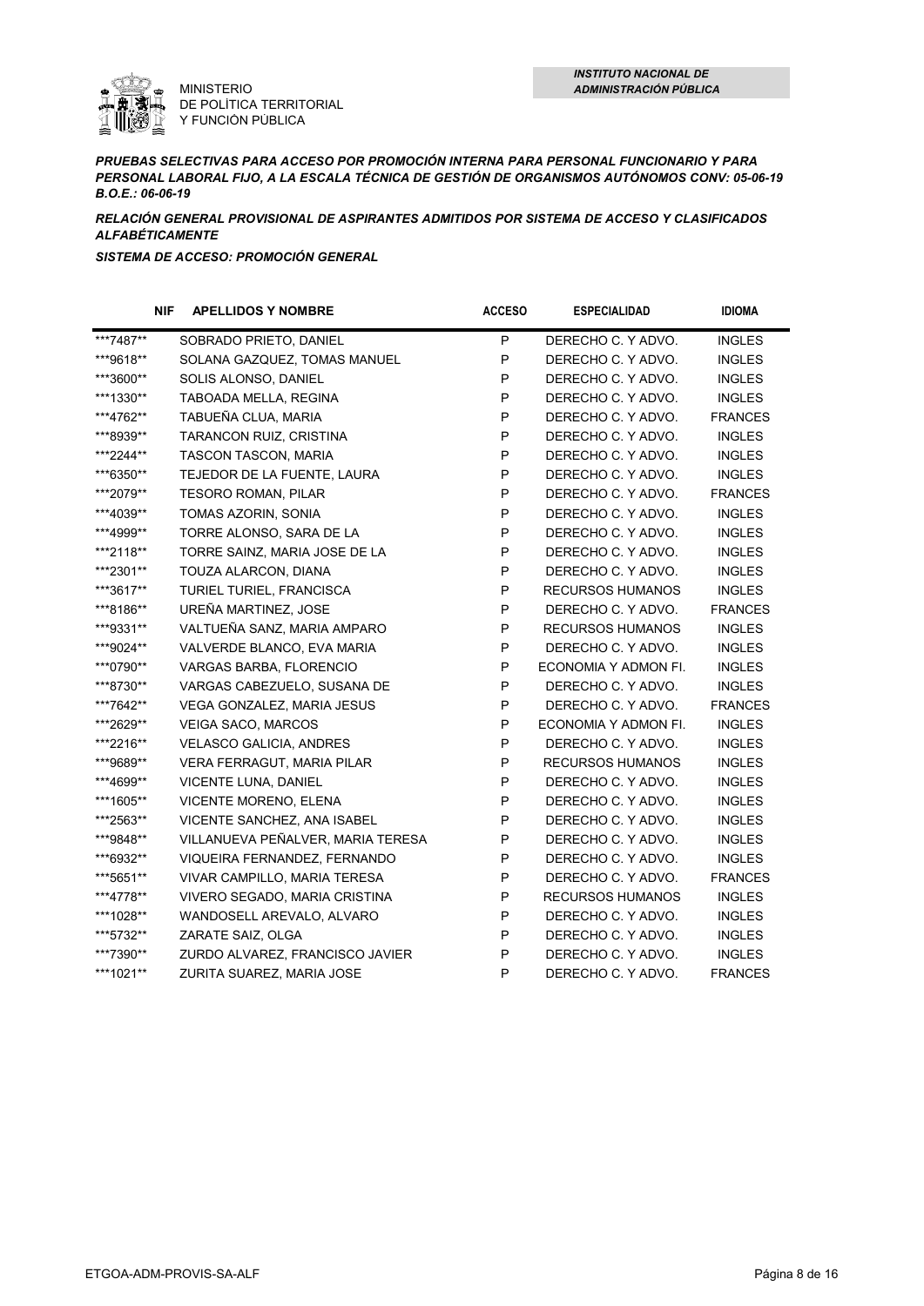MINISTERIO DE POLÍTICA TERRITORIAL Y FUNCIÓN PÚBLICA

***INSTITUTO NACIONAL DE ADMINISTRACIÓN PÚBLICA***

***PRUEBAS SELECTIVAS PARA ACCESO POR PROMOCIÓN INTERNA PARA PERSONAL FUNCIONARIO Y PARA PERSONAL LABORAL FIJO, A LA ESCALA TÉCNICA DE GESTIÓN DE ORGANISMOS AUTÓNOMOS CONV: 05-06-19 B.O.E.: 06-06-19***

***RELACIÓN GENERAL PROVISIONAL DE ASPIRANTES ADMITIDOS POR SISTEMA DE ACCESO Y CLASIFICADOS ALFABÉTICAMENTE***

***SISTEMA DE ACCESO: PROMOCIÓN GENERAL***

| NIF | APELLIDOS Y NOMBRE | ACCESO | ESPECIALIDAD | IDIOMA |
|---|---|---|---|---|
| ***7487** | SOBRADO PRIETO, DANIEL | P | DERECHO C. Y ADVO. | INGLES |
| ***9618** | SOLANA GAZQUEZ, TOMAS MANUEL | P | DERECHO C. Y ADVO. | INGLES |
| ***3600** | SOLIS ALONSO, DANIEL | P | DERECHO C. Y ADVO. | INGLES |
| ***1330** | TABOADA MELLA, REGINA | P | DERECHO C. Y ADVO. | INGLES |
| ***4762** | TABUEÑA CLUA, MARIA | P | DERECHO C. Y ADVO. | FRANCES |
| ***8939** | TARANCON RUIZ, CRISTINA | P | DERECHO C. Y ADVO. | INGLES |
| ***2244** | TASCON TASCON, MARIA | P | DERECHO C. Y ADVO. | INGLES |
| ***6350** | TEJEDOR DE LA FUENTE, LAURA | P | DERECHO C. Y ADVO. | INGLES |
| ***2079** | TESORO ROMAN, PILAR | P | DERECHO C. Y ADVO. | FRANCES |
| ***4039** | TOMAS AZORIN, SONIA | P | DERECHO C. Y ADVO. | INGLES |
| ***4999** | TORRE ALONSO, SARA DE LA | P | DERECHO C. Y ADVO. | INGLES |
| ***2118** | TORRE SAINZ, MARIA JOSE DE LA | P | DERECHO C. Y ADVO. | INGLES |
| ***2301** | TOUZA ALARCON, DIANA | P | DERECHO C. Y ADVO. | INGLES |
| ***3617** | TURIEL TURIEL, FRANCISCA | P | RECURSOS HUMANOS | INGLES |
| ***8186** | UREÑA MARTINEZ, JOSE | P | DERECHO C. Y ADVO. | FRANCES |
| ***9331** | VALTUEÑA SANZ, MARIA AMPARO | P | RECURSOS HUMANOS | INGLES |
| ***9024** | VALVERDE BLANCO, EVA MARIA | P | DERECHO C. Y ADVO. | INGLES |
| ***0790** | VARGAS BARBA, FLORENCIO | P | ECONOMIA Y ADMON FI. | INGLES |
| ***8730** | VARGAS CABEZUELO, SUSANA DE | P | DERECHO C. Y ADVO. | INGLES |
| ***7642** | VEGA GONZALEZ, MARIA JESUS | P | DERECHO C. Y ADVO. | FRANCES |
| ***2629** | VEIGA SACO, MARCOS | P | ECONOMIA Y ADMON FI. | INGLES |
| ***2216** | VELASCO GALICIA, ANDRES | P | DERECHO C. Y ADVO. | INGLES |
| ***9689** | VERA FERRAGUT, MARIA PILAR | P | RECURSOS HUMANOS | INGLES |
| ***4699** | VICENTE LUNA, DANIEL | P | DERECHO C. Y ADVO. | INGLES |
| ***1605** | VICENTE MORENO, ELENA | P | DERECHO C. Y ADVO. | INGLES |
| ***2563** | VICENTE SANCHEZ, ANA ISABEL | P | DERECHO C. Y ADVO. | INGLES |
| ***9848** | VILLANUEVA PEÑALVER, MARIA TERESA | P | DERECHO C. Y ADVO. | INGLES |
| ***6932** | VIQUEIRA FERNANDEZ, FERNANDO | P | DERECHO C. Y ADVO. | INGLES |
| ***5651** | VIVAR CAMPILLO, MARIA TERESA | P | DERECHO C. Y ADVO. | FRANCES |
| ***4778** | VIVERO SEGADO, MARIA CRISTINA | P | RECURSOS HUMANOS | INGLES |
| ***1028** | WANDOSELL AREVALO, ALVARO | P | DERECHO C. Y ADVO. | INGLES |
| ***5732** | ZARATE SAIZ, OLGA | P | DERECHO C. Y ADVO. | INGLES |
| ***7390** | ZURDO ALVAREZ, FRANCISCO JAVIER | P | DERECHO C. Y ADVO. | INGLES |
| ***1021** | ZURITA SUAREZ, MARIA JOSE | P | DERECHO C. Y ADVO. | FRANCES |

ETGOA-ADM-PROVIS-SA-ALF